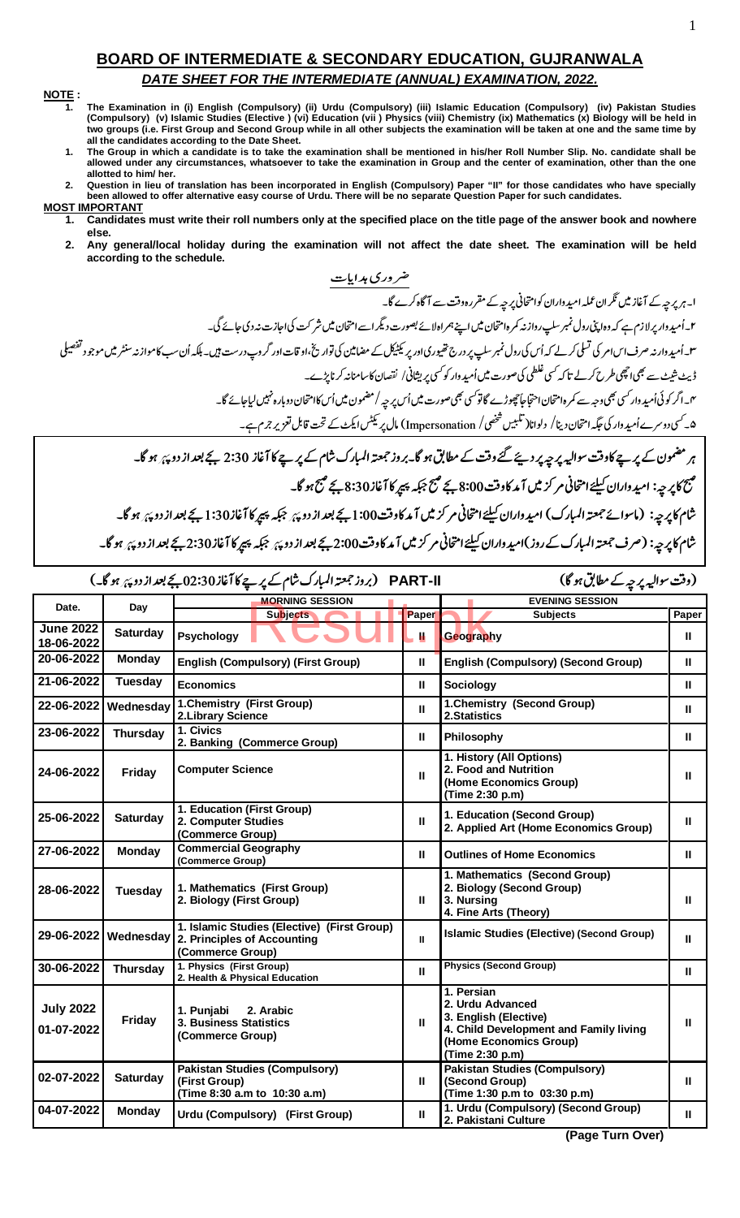# BOARD OF INTERMEDIATE & SECONDARY EDUCATION, GUJRANWALA

## *DATE SHEET FOR THE INTERMEDIATE (ANNUAL) EXAMINATION, 2022.*

**NOTE :**

1. **The Examination in (i) English (Compulsory) (ii) Urdu (Compulsory) (iii) Islamic Education (Compulsory) (iv) Pakistan Studies (Compulsory) (v) Islamic Studies (Elective ) (vi) Education (vii ) Physics (viii) Chemistry (ix) Mathematics (x) Biology will be held in two groups (i.e. First Group and Second Group while in all other subjects the examination will be taken at one and the same time by all the candidates according to the Date Sheet.**
1. **The Group in which a candidate is to take the examination shall be mentioned in his/her Roll Number Slip. No. candidate shall be allowed under any circumstances, whatsoever to take the examination in Group and the center of examination, other than the one allotted to him/ her.**
2. **Question in lieu of translation has been incorporated in English (Compulsory) Paper "II" for those candidates who have specially been allowed to offer alternative easy course of Urdu. There will be no separate Question Paper for such candidates.**

**MOST IMPORTANT**

1. **Candidates must write their roll numbers only at the specified place on the title page of the answer book and nowhere else.**
2. **Any general/local holiday during the examination will not affect the date sheet. The examination will be held according to the schedule.**

**ضروری ہدایات**

۱۔ ہر پرچہ کے آغاز میں نگران عملہ امیدواران کو امتحانی پرچہ کے مقررہ وقت سے آگاہ کرے گا۔

۲۔ اُمیدوار پر لازم ہے کہ وہ اپنی رول نمبر سلپ روزانہ کمرہ امتحان میں اپنے ہمراہ لائے بصورت دیگر اسے امتحان میں شرکت کی اجازت نہ دی جائے گی۔

۳۔ اُمیدوار نہ صرف اس امر کی تسلی کر لے کہ اُس کی رول نمبر سلپ پر درج تھیوری اور پریکٹیکل کے مضامین کی تواریخ، اوقات اور گروپ درست ہیں۔ بلکہ اُن سب کا موازنہ سنٹر میں موجود تفصیلی ڈیٹ شیٹ سے بھی اچھی طرح کر لے تاکہ کسی غلطی کی صورت میں اُمیدوار کو کسی پریشانی / نقصان کا سامنا نہ کرنا پڑے۔

۴۔ اگر کوئی اُمیدوار کسی بھی وجہ سے کمرہ امتحان احتجاجاً چھوڑے گا تو کسی بھی صورت میں اُس پرچہ / مضمون میں اُس کا امتحان دوبارہ نہیں لیا جائے گا۔

۵۔ کسی دوسرے اُمیدوار کی جگہ امتحان دینا / دلوانا (تلبیس شخصی / Impersonation) مال پریکٹس ایکٹ کے تحت قابل تعزیر جرم ہے۔

**ہر مضمون کے پرچے کا وقت سوالیہ پرچہ پر دیئے گئے وقت کے مطابق ہو گا۔ بروز جمعۃ المبارک شام کے پرچے کا آغاز 2:30 بجے بعد از دوپہر ہو گا۔**

**صبح کا پرچہ: امیدواران کیلئے امتحانی مرکز میں آمد کا وقت 8:00 بجے صبح جبکہ پیپر کا آغاز 8:30 بجے صبح ہو گا۔**

**شام کا پرچہ: (ماسوائے جمعۃ المبارک) امیدواران کیلئے امتحانی مرکز میں آمد کا وقت 1:00 بجے بعد از دوپہر جبکہ پیپر کا آغاز 1:30 بجے بعد از دوپہر ہو گا۔**

**شام کا پرچہ: (صرف جمعۃ المبارک کے روز) امیدواران کیلئے امتحانی مرکز میں آمد کا وقت 2:00 بجے بعد از دوپہر جبکہ پیپر کا آغاز 2:30 بجے بعد از دوپہر ہو گا۔**

**(وقت سوالیہ پرچہ کے مطابق ہو گا)** **PART-II** **(بروز جمعۃ المبارک شام کے پرچے کا آغاز 02:30 بجے بعد از دوپہر ہو گا۔)**

| Date. | Day | MORNING SESSION | | EVENING SESSION | |
|---|---|---|---|---|---|
| | | **Subjects** | **Paper** | **Subjects** | **Paper** |
| **June 2022 18-06-2022** | **Saturday** | **Psychology** | **II** | **Geography** | **II** |
| **20-06-2022** | **Monday** | **English (Compulsory) (First Group)** | **II** | **English (Compulsory) (Second Group)** | **II** |
| **21-06-2022** | **Tuesday** | **Economics** | **II** | **Sociology** | **II** |
| **22-06-2022** | **Wednesday** | **1.Chemistry (First Group)<br>2.Library Science** | **II** | **1.Chemistry (Second Group)<br>2.Statistics** | **II** |
| **23-06-2022** | **Thursday** | **1. Civics<br>2. Banking (Commerce Group)** | **II** | **Philosophy** | **II** |
| **24-06-2022** | **Friday** | **Computer Science** | **II** | **1. History (All Options)<br>2. Food and Nutrition (Home Economics Group)<br>(Time 2:30 p.m)** | **II** |
| **25-06-2022** | **Saturday** | **1. Education (First Group)<br>2. Computer Studies (Commerce Group)** | **II** | **1. Education (Second Group)<br>2. Applied Art (Home Economics Group)** | **II** |
| **27-06-2022** | **Monday** | **Commercial Geography (Commerce Group)** | **II** | **Outlines of Home Economics** | **II** |
| **28-06-2022** | **Tuesday** | **1. Mathematics (First Group)<br>2. Biology (First Group)** | **II** | **1. Mathematics (Second Group)<br>2. Biology (Second Group)<br>3. Nursing<br>4. Fine Arts (Theory)** | **II** |
| **29-06-2022** | **Wednesday** | **1. Islamic Studies (Elective) (First Group)<br>2. Principles of Accounting (Commerce Group)** | **II** | **Islamic Studies (Elective) (Second Group)** | **II** |
| **30-06-2022** | **Thursday** | **1. Physics (First Group)<br>2. Health & Physical Education** | **II** | **Physics (Second Group)** | **II** |
| **July 2022 01-07-2022** | **Friday** | **1. Punjabi 2. Arabic<br>3. Business Statistics (Commerce Group)** | **II** | **1. Persian<br>2. Urdu Advanced<br>3. English (Elective)<br>4. Child Development and Family living (Home Economics Group)<br>(Time 2:30 p.m)** | **II** |
| **02-07-2022** | **Saturday** | **Pakistan Studies (Compulsory) (First Group)<br>(Time 8:30 a.m to 10:30 a.m)** | **II** | **Pakistan Studies (Compulsory) (Second Group)<br>(Time 1:30 p.m to 03:30 p.m)** | **II** |
| **04-07-2022** | **Monday** | **Urdu (Compulsory) (First Group)** | **II** | **1. Urdu (Compulsory) (Second Group)<br>2. Pakistani Culture** | **II** |

**(Page Turn Over)**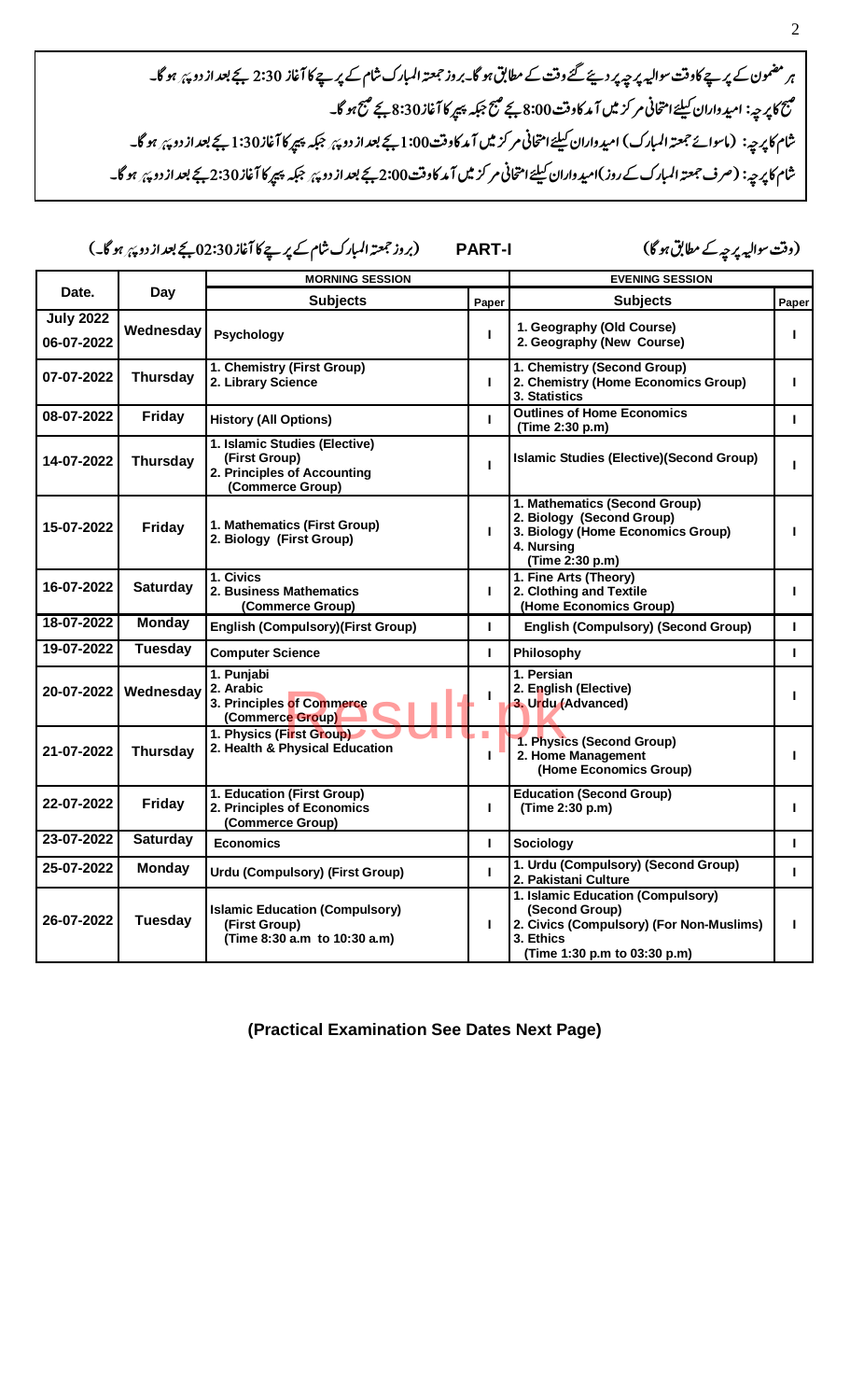ہر مضمون کے پرچے کا وقت سوالیہ پرچہ پر دیئے گئے وقت کے مطابق ہو گا۔بروز جمعتہ المبارک شام کے پرچے کا آغاز 2:30 بجے بعد از دوپہر ہو گا۔

صبح کا پرچہ: امیدواران کیلئے امتحانی مرکز میں آمد کا وقت 8:00 بجے صبح جبکہ پیپر کا آغاز 8:30 بجے صبح ہو گا۔

شام کا پرچہ: (ماسوائے جمعتہ المبارک) امیدواران کیلئے امتحانی مرکز میں آمد کا وقت 1:00 بجے بعد از دوپہر جبکہ پیپر کا آغاز 1:30 بجے بعد از دوپہر ہو گا۔

شام کا پرچہ: (صرف جمعتہ المبارک کے روز) امیدواران کیلئے امتحانی مرکز میں آمد کا وقت 2:00 بجے بعد از دوپہر جبکہ پیپر کا آغاز 2:30 بجے بعد از دوپہر ہو گا۔

(وقت سوالیہ پرچہ کے مطابق ہو گا) **PART-I** (بروز جمعتہ المبارک شام کے پرچے کا آغاز 02:30 بجے بعد از دوپہر ہو گا۔)

| Date. | Day | MORNING SESSION | | EVENING SESSION | |
|---|---|---|---|---|---|
| | | **Subjects** | **Paper** | **Subjects** | **Paper** |
| **July 2022** 06-07-2022 | Wednesday | Psychology | I | 1. Geography (Old Course) 2. Geography (New Course) | I |
| 07-07-2022 | Thursday | 1. Chemistry (First Group) 2. Library Science | I | 1. Chemistry (Second Group) 2. Chemistry (Home Economics Group) 3. Statistics | I |
| 08-07-2022 | Friday | History (All Options) | I | Outlines of Home Economics (Time 2:30 p.m) | I |
| 14-07-2022 | Thursday | 1. Islamic Studies (Elective) (First Group) 2. Principles of Accounting (Commerce Group) | I | Islamic Studies (Elective)(Second Group) | I |
| 15-07-2022 | Friday | 1. Mathematics (First Group) 2. Biology (First Group) | I | 1. Mathematics (Second Group) 2. Biology (Second Group) 3. Biology (Home Economics Group) 4. Nursing (Time 2:30 p.m) | I |
| 16-07-2022 | Saturday | 1. Civics 2. Business Mathematics (Commerce Group) | I | 1. Fine Arts (Theory) 2. Clothing and Textile (Home Economics Group) | I |
| 18-07-2022 | Monday | English (Compulsory)(First Group) | I | English (Compulsory) (Second Group) | I |
| 19-07-2022 | Tuesday | Computer Science | I | Philosophy | I |
| 20-07-2022 | Wednesday | 1. Punjabi 2. Arabic 3. Principles of Commerce (Commerce Group) | I | 1. Persian 2. English (Elective) 3. Urdu (Advanced) | I |
| 21-07-2022 | Thursday | 1. Physics (First Group) 2. Health & Physical Education | I | 1. Physics (Second Group) 2. Home Management (Home Economics Group) | I |
| 22-07-2022 | Friday | 1. Education (First Group) 2. Principles of Economics (Commerce Group) | I | Education (Second Group) (Time 2:30 p.m) | I |
| 23-07-2022 | Saturday | Economics | I | Sociology | I |
| 25-07-2022 | Monday | Urdu (Compulsory) (First Group) | I | 1. Urdu (Compulsory) (Second Group) 2. Pakistani Culture | I |
| 26-07-2022 | Tuesday | Islamic Education (Compulsory) (First Group) (Time 8:30 a.m to 10:30 a.m) | I | 1. Islamic Education (Compulsory) (Second Group) 2. Civics (Compulsory) (For Non-Muslims) 3. Ethics (Time 1:30 p.m to 03:30 p.m) | I |

**(Practical Examination See Dates Next Page)**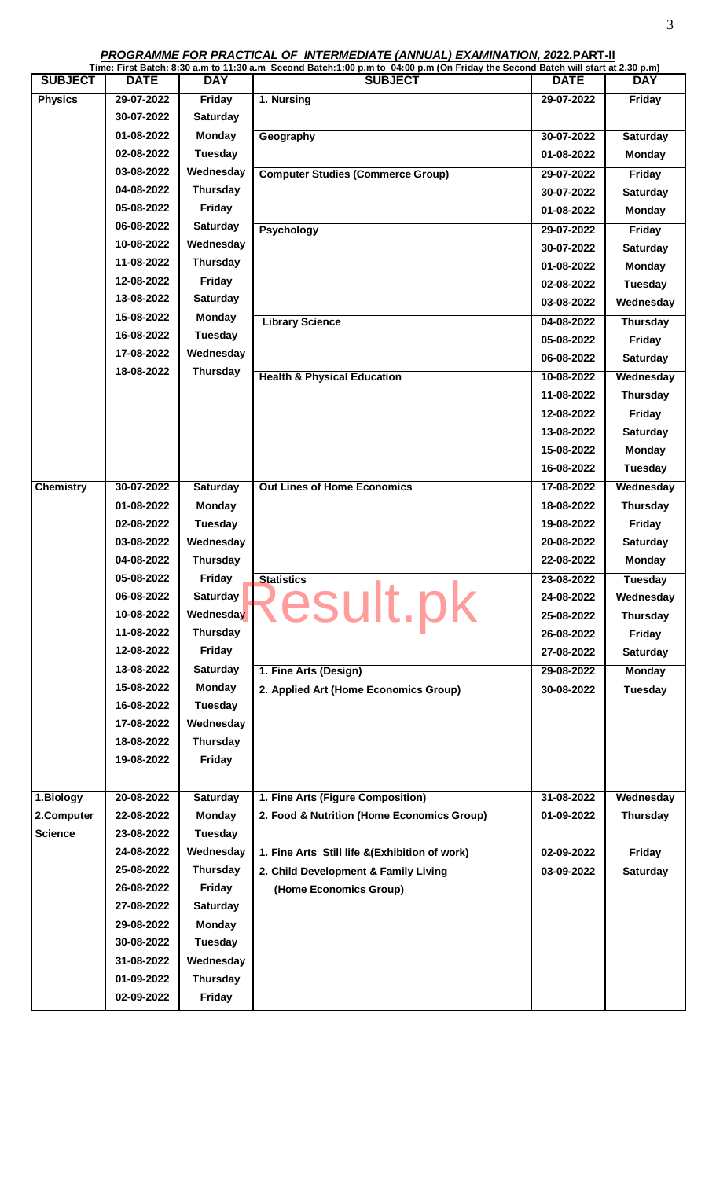***PROGRAMME FOR PRACTICAL OF INTERMEDIATE (ANNUAL) EXAMINATION, 2022.PART-II***

**Time: First Batch: 8:30 a.m to 11:30 a.m Second Batch:1:00 p.m to 04:00 p.m (On Friday the Second Batch will start at 2.30 p.m)**

| SUBJECT | DATE | DAY | SUBJECT | DATE | DAY |
|---|---|---|---|---|---|
| **Physics** | 29-07-2022 | Friday | 1. Nursing | 29-07-2022 | Friday |
| | 30-07-2022 | Saturday | | | |
| | 01-08-2022 | Monday | Geography | 30-07-2022 | Saturday |
| | 02-08-2022 | Tuesday | | 01-08-2022 | Monday |
| | 03-08-2022 | Wednesday | Computer Studies (Commerce Group) | 29-07-2022 | Friday |
| | 04-08-2022 | Thursday | | 30-07-2022 | Saturday |
| | 05-08-2022 | Friday | | 01-08-2022 | Monday |
| | 06-08-2022 | Saturday | Psychology | 29-07-2022 | Friday |
| | 10-08-2022 | Wednesday | | 30-07-2022 | Saturday |
| | 11-08-2022 | Thursday | | 01-08-2022 | Monday |
| | 12-08-2022 | Friday | | 02-08-2022 | Tuesday |
| | 13-08-2022 | Saturday | | 03-08-2022 | Wednesday |
| | 15-08-2022 | Monday | Library Science | 04-08-2022 | Thursday |
| | 16-08-2022 | Tuesday | | 05-08-2022 | Friday |
| | 17-08-2022 | Wednesday | | 06-08-2022 | Saturday |
| | 18-08-2022 | Thursday | Health & Physical Education | 10-08-2022 | Wednesday |
| | | | | 11-08-2022 | Thursday |
| | | | | 12-08-2022 | Friday |
| | | | | 13-08-2022 | Saturday |
| | | | | 15-08-2022 | Monday |
| | | | | 16-08-2022 | Tuesday |
| **Chemistry** | 30-07-2022 | Saturday | Out Lines of Home Economics | 17-08-2022 | Wednesday |
| | 01-08-2022 | Monday | | 18-08-2022 | Thursday |
| | 02-08-2022 | Tuesday | | 19-08-2022 | Friday |
| | 03-08-2022 | Wednesday | | 20-08-2022 | Saturday |
| | 04-08-2022 | Thursday | | 22-08-2022 | Monday |
| | 05-08-2022 | Friday | Statistics | 23-08-2022 | Tuesday |
| | 06-08-2022 | Saturday | | 24-08-2022 | Wednesday |
| | 10-08-2022 | Wednesday | | 25-08-2022 | Thursday |
| | 11-08-2022 | Thursday | | 26-08-2022 | Friday |
| | 12-08-2022 | Friday | | 27-08-2022 | Saturday |
| | 13-08-2022 | Saturday | 1. Fine Arts (Design) | 29-08-2022 | Monday |
| | 15-08-2022 | Monday | 2. Applied Art (Home Economics Group) | 30-08-2022 | Tuesday |
| | 16-08-2022 | Tuesday | | | |
| | 17-08-2022 | Wednesday | | | |
| | 18-08-2022 | Thursday | | | |
| | 19-08-2022 | Friday | | | |
| **1.Biology** | 20-08-2022 | Saturday | 1. Fine Arts (Figure Composition) | 31-08-2022 | Wednesday |
| **2.Computer** | 22-08-2022 | Monday | 2. Food & Nutrition (Home Economics Group) | 01-09-2022 | Thursday |
| **Science** | 23-08-2022 | Tuesday | | | |
| | 24-08-2022 | Wednesday | 1. Fine Arts Still life &(Exhibition of work) | 02-09-2022 | Friday |
| | 25-08-2022 | Thursday | 2. Child Development & Family Living | 03-09-2022 | Saturday |
| | 26-08-2022 | Friday | (Home Economics Group) | | |
| | 27-08-2022 | Saturday | | | |
| | 29-08-2022 | Monday | | | |
| | 30-08-2022 | Tuesday | | | |
| | 31-08-2022 | Wednesday | | | |
| | 01-09-2022 | Thursday | | | |
| | 02-09-2022 | Friday | | | |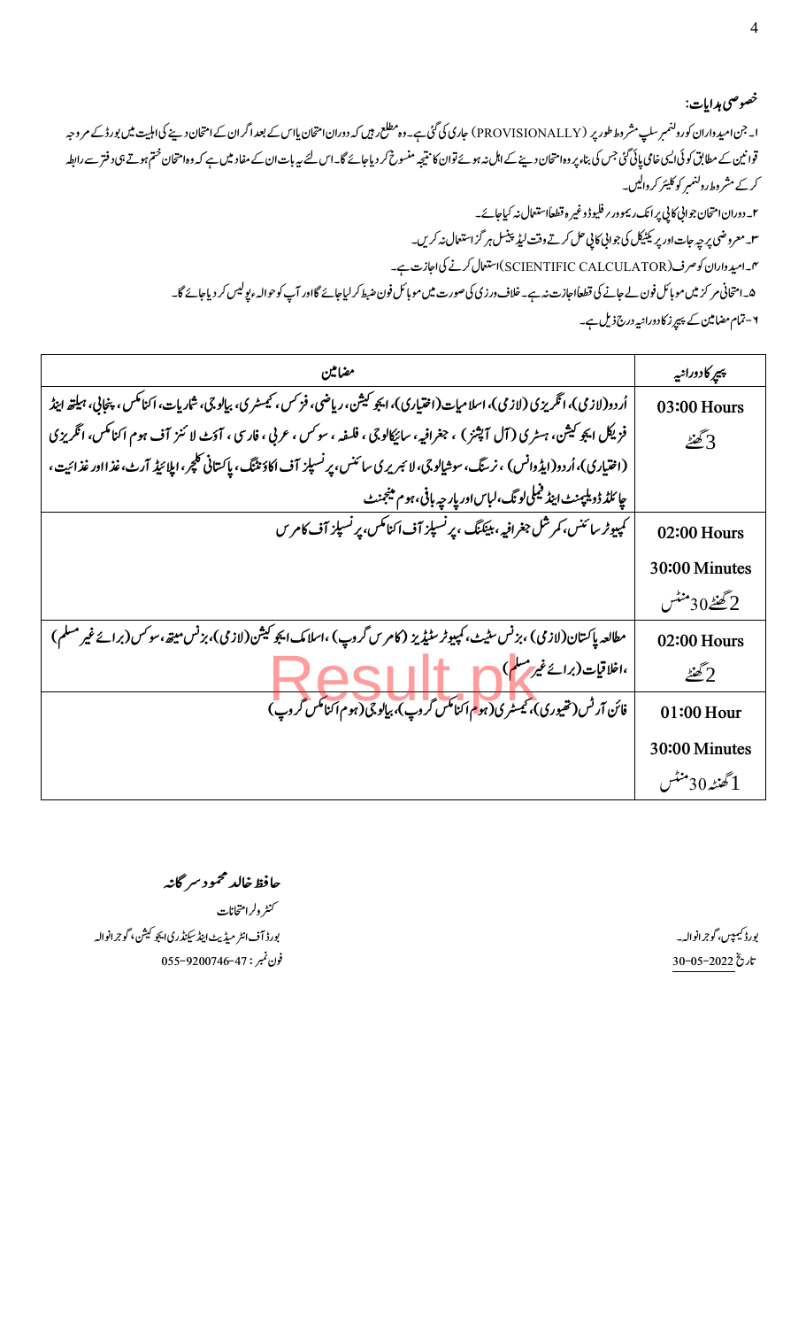**خصوصی ہدایات:**

۱۔ جن امیدواران کو رولنمبر سلپ مشروط طور پر (PROVISIONALLY) جاری کی گئی ہے۔ وہ مطلع رہیں کہ دوران امتحان یا اس کے بعد اگر ان کے امتحان دینے کی اہلیت میں بورڈ کے مروجہ قوانین کے مطابق کوئی ایسی خامی پائی گئی جس کی بناء پر وہ امتحان دینے کے اہل نہ ہوئے تو ان کا نتیجہ منسوخ کر دیا جائے گا۔ اس لئے یہ بات ان کے مفاد میں ہے کہ وہ امتحان ختم ہوتے ہی دفتر سے رابطہ کر کے مشروط رولنمبر کو کلیئر کروالیں۔

۲۔ دوران امتحان جوابی کاپی پر انک ریموور فلیوڈ وغیرہ قطعاً استعمال نہ کیا جائے۔

۳۔ معروضی پرچہ جات اور پریکٹیکل کی جوابی کاپی حل کرتے وقت لیڈ پنسل ہر گز استعمال نہ کریں۔

۴۔ امیدواران کو صرف (SCIENTIFIC CALCULATOR) استعمال کرنے کی اجازت ہے۔

۵۔ امتحانی مرکز میں موبائل فون لے جانے کی قطعاً اجازت نہ ہے۔ خلاف ورزی کی صورت میں موبائل فون ضبط کر لیا جائے گا اور آپ کو حوالہ پولیس کر دیا جائے گا۔

۶۔ تمام مضامین کے پیپرز کا دورانیہ درج ذیل ہے۔

| مضامین | پیپر کا دورانیہ |
|---|---|
| اُردو (لازمی)، انگریزی (لازمی)، اسلامیات (اختیاری)، ایجوکیشن، ریاضی، فزکس، کیمسٹری، بیالوجی، شماریات، اکنامکس، پنجابی، ہیلتھ اینڈ فزیکل ایجوکیشن، ہسٹری (آل آپشنز)، جغرافیہ، سائیکالوجی، فلسفہ، سوکس، عربی، فارسی، آؤٹ لائنز آف ہوم اکنامکس، انگریزی (اختیاری)، اُردو (ایڈوانس)، نرسنگ، سوشیالوجی، لائبریری سائنس، پرنسپلز آف اکاؤنٹنگ، پاکستانی کلچر، اپلائیڈ آرٹ، غذا اور غذائیت، چائلڈ ڈویلپمنٹ اینڈ فیملی لونگ، لباس اور پارچہ بافی، ہوم مینجمنٹ | 03:00 Hours<br>3 گھنٹے |
| کمپیوٹر سائنس، کمرشل جغرافیہ، بینکنگ، پرنسپلز آف اکنامکس، پرنسپلز آف کامرس | 02:00 Hours 30:00 Minutes<br>2 گھنٹے 30 منٹس |
| مطالعہ پاکستان (لازمی)، بزنس سٹیٹ، کمپیوٹر سٹڈیز (کامرس گروپ)، اسلامک ایجوکیشن (لازمی)، بزنس میتھ، سوکس (برائے غیر مسلم)، اخلاقیات (برائے غیر مسلم) | 02:00 Hours<br>2 گھنٹے |
| فائن آرٹس (تھیوری)، کیمسٹری (ہوم اکنامکس گروپ)، بیالوجی (ہوم اکنامکس گروپ) | 01:00 Hour 30:00 Minutes<br>1 گھنٹہ 30 منٹس |

**حافظ خالد محمود سرگانہ**

کنٹرولر امتحانات

بورڈ آف انٹرمیڈیٹ اینڈ سیکنڈری ایجوکیشن، گوجرانوالہ

فون نمبر: 055-9200746-47

بورڈ کیمپس، گوجرانوالہ۔

تاریخ 30-05-2022